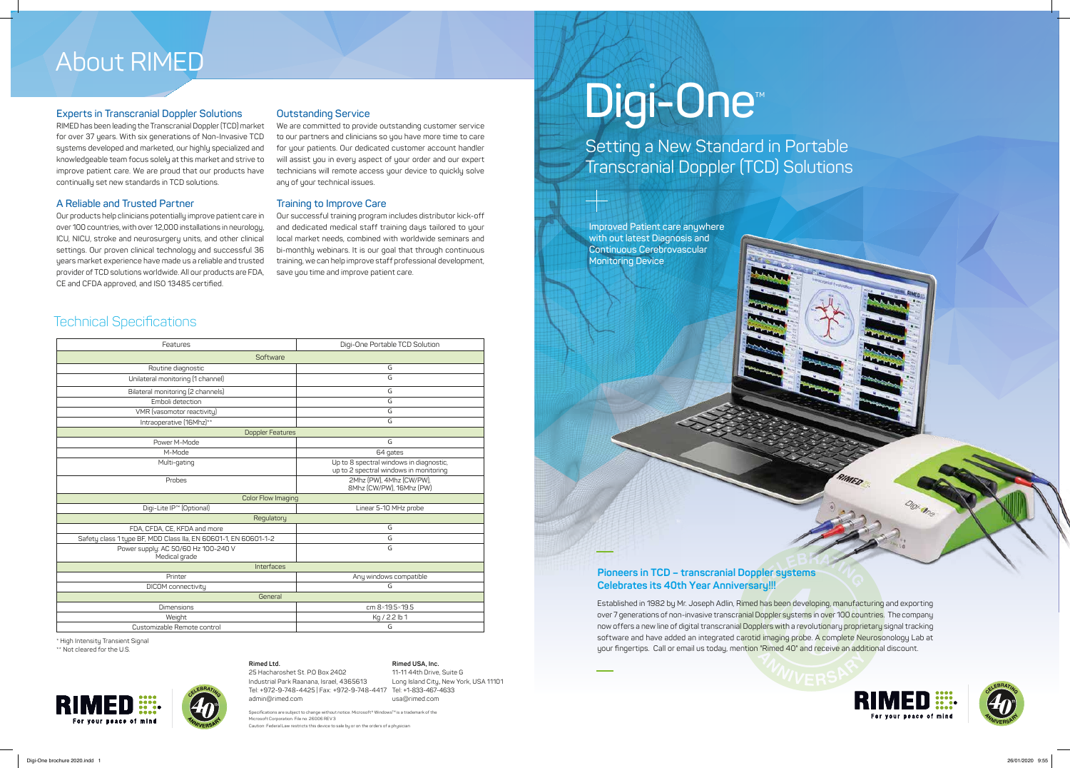# About RIMED

## Experts in Transcranial Doppler Solutions

RIMED has been leading the Transcranial Doppler (TCD) market for over 37 years. With six generations of Non-Invasive TCD systems developed and marketed, our highly specialized and knowledgeable team focus solely at this market and strive to improve patient care. We are proud that our products have continually set new standards in TCD solutions.

## A Reliable and Trusted Partner

Our products help clinicians potentially improve patient care in over 100 countries, with over 12,000 installations in neurology, ICU, NICU, stroke and neurosurgery units, and other clinical settings. Our proven clinical technology and successful 36 years market experience have made us a reliable and trusted provider of TCD solutions worldwide. All our products are FDA, CE and CFDA approved, and ISO 13485 certified.

## Outstanding Service

We are committed to provide outstanding customer service to our partners and clinicians so you have more time to care for your patients. Our dedicated customer account handler will assist you in every aspect of your order and our expert technicians will remote access your device to quickly solve any of your technical issues.

## Training to Improve Care

Our successful training program includes distributor kick-off and dedicated medical staff training days tailored to your local market needs, combined with worldwide seminars and bi-monthly webinars. It is our goal that through continuous training, we can help improve staff professional development, save you time and improve patient care.

## Technical Specifications

| Features | Digi-One Portable TCD Solution |
|---|---|
| Software | |
| Routine diagnostic | G |
| Unilateral monitoring (1 channel) | G |
| Bilateral monitoring (2 channels) | G |
| Emboli detection | G |
| VMR (vasomotor reactivity) | G |
| Intraoperative (16Mhz)** | G |
| Doppler Features | |
| Power M-Mode | G |
| M-Mode | 64 gates |
| Multi-gating | Up to 8 spectral windows in diagnostic, up to 2 spectral windows in monitoring |
| Probes | 2Mhz (PW), 4Mhz (CW/PW), 8Mhz (CW/PW), 16Mhz (PW) |
| Color Flow Imaging | |
| Digi-Lite IP™ (Optional) | Linear 5-10 MHz probe |
| Regulatory | |
| FDA, CFDA, CE, KFDA and more | G |
| Safety class 1 type BF, MDD Class IIa, EN 60601-1, EN 60601-1-2 | G |
| Power supply: AC 50/60 Hz 100-240 V Medical grade | G |
| Interfaces | |
| Printer | Any windows compatible |
| DICOM connectivity | G |
| General | |
| Dimensions | cm 8×19.5×19.5 |
| Weight | Kg / 2.2 lb 1 |
| Customizable Remote control | G |

* High Intensity Transient Signal
** Not cleared for the U.S.

**Rimed Ltd.**
25 Hacharoshet St. P.O Box 2402
Industrial Park Raanana, Israel, 4365613
Tel: +972-9-748-4425 | Fax: +972-9-748-4417
admin@rimed.com

**Rimed USA, Inc.**
11-11 44th Drive, Suite G
Long Island City, New York, USA 11101
Tel: +1-833-467-4633
usa@rimed.com

Specifications are subject to change without notice. Microsoft® Windows™ is a trademark of the Microsoft Corporation. File no. 26006 REV 3
Caution: Federal Law restricts this device to sale by or on the orders of a physician.

RIMED For your peace of mind

# Digi-One™

## Setting a New Standard in Portable Transcranial Doppler (TCD) Solutions

Improved Patient care anywhere with out latest Diagnosis and Continuous Cerebrovascular Monitoring Device

### Pioneers in TCD – transcranial Doppler systems Celebrates its 40th Year Anniversary!!!

Established in 1982 by Mr. Joseph Adlin, Rimed has been developing, manufacturing and exporting over 7 generations of non-invasive transcranial Doppler systems in over 100 countries. The company now offers a new line of digital transcranial Dopplers with a revolutionary proprietary signal tracking software and have added an integrated carotid imaging probe. A complete Neurosonology Lab at your fingertips. Call or email us today, mention "Rimed 40" and receive an additional discount.

RIMED For your peace of mind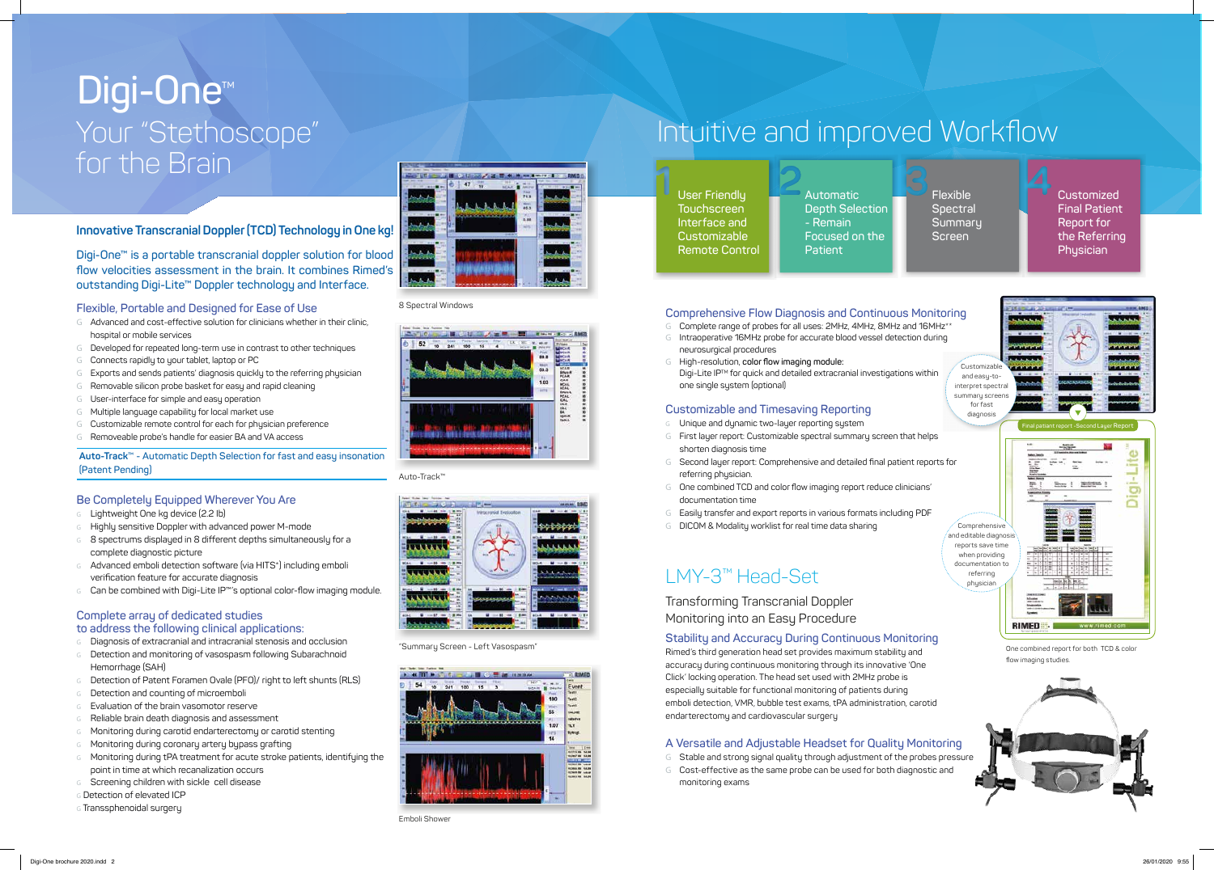# Digi-One™

## Your "Stethoscope" for the Brain

### Innovative Transcranial Doppler (TCD) Technology in One kg!

Digi-One™ is a portable transcranial doppler solution for blood flow velocities assessment in the brain. It combines Rimed's outstanding Digi-Lite™ Doppler technology and Interface.

### Flexible, Portable and Designed for Ease of Use

- Advanced and cost-effective solution for clinicians whether in their clinic, hospital or mobile services
- Developed for repeated long-term use in contrast to other techniques
- Connects rapidly to your tablet, laptop or PC
- Exports and sends patients' diagnosis quickly to the referring physician
- Removable silicon probe basket for easy and rapid cleaning
- User-interface for simple and easy operation
- Multiple language capability for local market use
- Customizable remote control for each for physician preference
- Removeable probe's handle for easier BA and VA access

**Auto-Track™** - Automatic Depth Selection for fast and easy insonation (Patent Pending)

### Be Completely Equipped Wherever You Are

- Lightweight One kg device (2.2 lb)
- Highly sensitive Doppler with advanced power M-mode
- 8 spectrums displayed in 8 different depths simultaneously for a complete diagnostic picture
- Advanced emboli detection software (via HITS*) including emboli verification feature for accurate diagnosis
- Can be combined with Digi-Lite IP™'s optional color-flow imaging module.

### Complete array of dedicated studies to address the following clinical applications:

- Diagnosis of extracranial and intracranial stenosis and occlusion
- Detection and monitoring of vasospasm following Subarachnoid Hemorrhage (SAH)
- Detection of Patent Foramen Ovale (PFO)/ right to left shunts (RLS)
- Detection and counting of microemboli
- Evaluation of the brain vasomotor reserve
- Reliable brain death diagnosis and assessment
- Monitoring during carotid endarterectomy or carotid stenting
- Monitoring during coronary artery bypass grafting
- Monitoring during tPA treatment for acute stroke patients, identifying the point in time at which recanalization occurs
- Screening children with sickle cell disease
- Detection of elevated ICP
- Transsphenoidal surgery

8 Spectral Windows

Auto-Track™

"Summary Screen - Left Vasospasm"

Emboli Shower

## Intuitive and improved Workflow

1. User Friendly Touchscreen Interface and Customizable Remote Control
2. Automatic Depth Selection - Remain Focused on the Patient
3. Flexible Spectral Summary Screen
4. Customized Final Patient Report for the Referring Physician

### Comprehensive Flow Diagnosis and Continuous Monitoring

- Complete range of probes for all uses: 2MHz, 4MHz, 8MHz and 16MHz**
- Intraoperative 16MHz probe for accurate blood vessel detection during neurosurgical procedures
- High-resolution, color flow imaging module: Digi-Lite IP™ for quick and detailed extracranial investigations within one single system (optional)

Customizable and easy-to-interpret spectral summary screens for fast diagnosis

### Customizable and Timesaving Reporting

- Unique and dynamic two-layer reporting system
- First layer report: Customizable spectral summary screen that helps shorten diagnosis time
- Second layer report: Comprehensive and detailed final patient reports for referring physician.
- One combined TCD and color flow imaging report reduce clinicians' documentation time
- Easily transfer and export reports in various formats including PDF
- DICOM & Modality worklist for real time data sharing

Final patient report - Second Layer Report

Comprehensive and editable diagnosis reports save time when providing documentation to referring physician

One combined report for both TCD & color flow imaging studies.

## LMY-3™ Head-Set

Transforming Transcranial Doppler Monitoring into an Easy Procedure

### Stability and Accuracy During Continuous Monitoring

Rimed's third generation head set provides maximum stability and accuracy during continuous monitoring through its innovative 'One Click' locking operation. The head set used with 2MHz probe is especially suitable for functional monitoring of patients during emboli detection, VMR, bubble test exams, tPA administration, carotid endarterectomy and cardiovascular surgery

### A Versatile and Adjustable Headset for Quality Monitoring

- Stable and strong signal quality through adjustment of the probes pressure
- Cost-effective as the same probe can be used for both diagnostic and monitoring exams